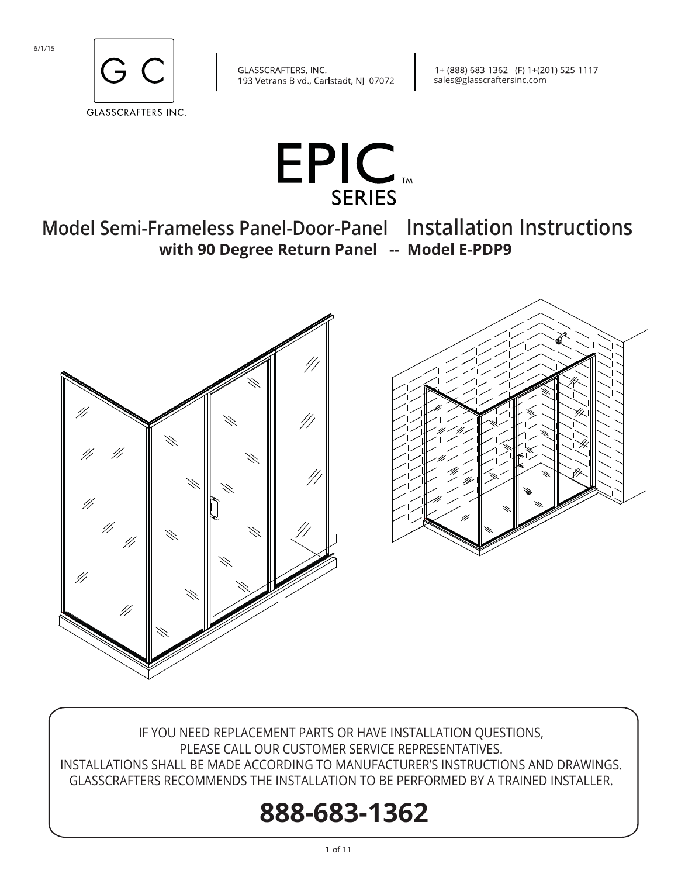6/1/15

GLASSCRAFTERS INC.

GLASSCRAFTERS, INC.
193 Vetrans Blvd., Carlstadt, NJ 07072

1+ (888) 683-1362 (F) 1+(201) 525-1117
sales@glasscraftersinc.com

# EPIC™ SERIES

## Model Semi-Frameless Panel-Door-Panel Installation Instructions

### with 90 Degree Return Panel -- Model E-PDP9

IF YOU NEED REPLACEMENT PARTS OR HAVE INSTALLATION QUESTIONS,
PLEASE CALL OUR CUSTOMER SERVICE REPRESENTATIVES.
INSTALLATIONS SHALL BE MADE ACCORDING TO MANUFACTURER'S INSTRUCTIONS AND DRAWINGS.
GLASSCRAFTERS RECOMMENDS THE INSTALLATION TO BE PERFORMED BY A TRAINED INSTALLER.

**888-683-1362**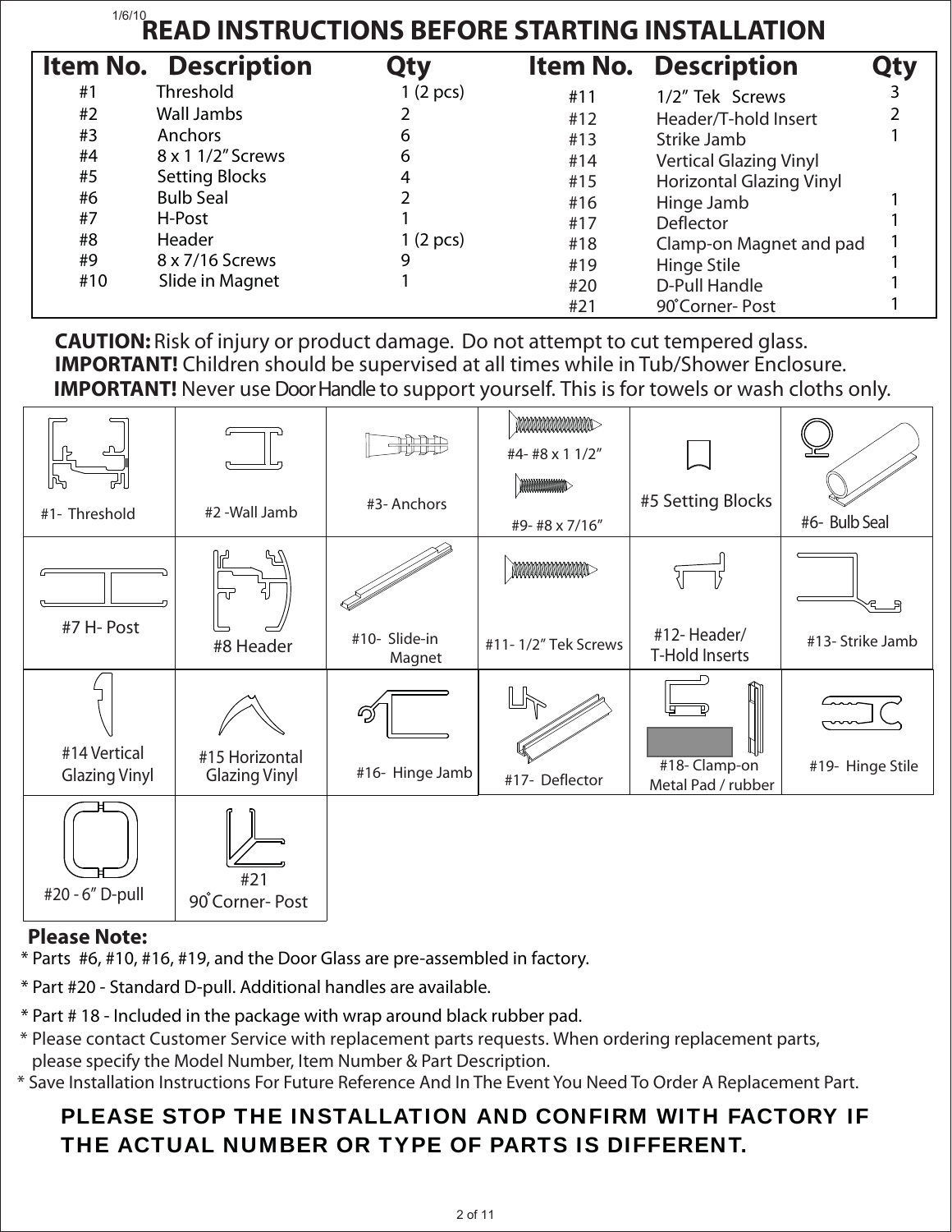1/6/10

# READ INSTRUCTIONS BEFORE STARTING INSTALLATION

| Item No. | Description | Qty | Item No. | Description | Qty |
|---|---|---|---|---|---|
| #1 | Threshold | 1 (2 pcs) | #11 | 1/2" Tek Screws | 3 |
| #2 | Wall Jambs | 2 | #12 | Header/T-hold Insert | 2 |
| #3 | Anchors | 6 | #13 | Strike Jamb | 1 |
| #4 | 8 x 1 1/2" Screws | 6 | #14 | Vertical Glazing Vinyl | |
| #5 | Setting Blocks | 4 | #15 | Horizontal Glazing Vinyl | |
| #6 | Bulb Seal | 2 | #16 | Hinge Jamb | 1 |
| #7 | H-Post | 1 | #17 | Deflector | 1 |
| #8 | Header | 1 (2 pcs) | #18 | Clamp-on Magnet and pad | 1 |
| #9 | 8 x 7/16 Screws | 9 | #19 | Hinge Stile | 1 |
| #10 | Slide in Magnet | 1 | #20 | D-Pull Handle | 1 |
| | | | #21 | 90˚Corner- Post | 1 |

**CAUTION:** Risk of injury or product damage. Do not attempt to cut tempered glass.
**IMPORTANT!** Children should be supervised at all times while in Tub/Shower Enclosure.
**IMPORTANT!** Never use Door Handle to support yourself. This is for towels or wash cloths only.

| | | | | | |
|---|---|---|---|---|---|
| #1- Threshold | #2 -Wall Jamb | #3- Anchors | #4- #8 x 1 1/2" / #9- #8 x 7/16" | #5 Setting Blocks | #6- Bulb Seal |
| #7 H- Post | #8 Header | #10- Slide-in Magnet | #11- 1/2" Tek Screws | #12- Header/ T-Hold Inserts | #13- Strike Jamb |
| #14 Vertical Glazing Vinyl | #15 Horizontal Glazing Vinyl | #16- Hinge Jamb | #17- Deflector | #18- Clamp-on Metal Pad / rubber | #19- Hinge Stile |
| #20 - 6" D-pull | #21 90˚Corner- Post | | | | |

**Please Note:**

* Parts #6, #10, #16, #19, and the Door Glass are pre-assembled in factory.
* Part #20 - Standard D-pull. Additional handles are available.
* Part # 18 - Included in the package with wrap around black rubber pad.
* Please contact Customer Service with replacement parts requests. When ordering replacement parts, please specify the Model Number, Item Number & Part Description.
* Save Installation Instructions For Future Reference And In The Event You Need To Order A Replacement Part.

**PLEASE STOP THE INSTALLATION AND CONFIRM WITH FACTORY IF THE ACTUAL NUMBER OR TYPE OF PARTS IS DIFFERENT.**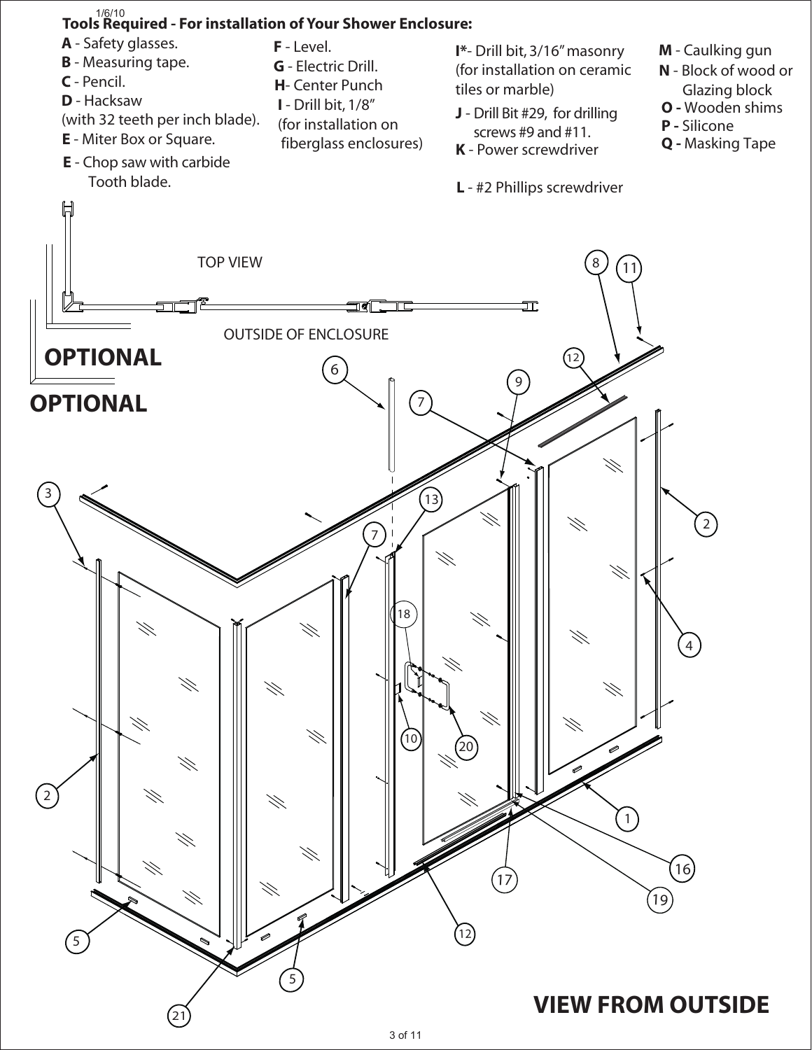1/6/10

**Tools Required - For installation of Your Shower Enclosure:**

- **A** - Safety glasses.
- **B** - Measuring tape.
- **C** - Pencil.
- **D** - Hacksaw (with 32 teeth per inch blade).
- **E** - Miter Box or Square.
- **E** - Chop saw with carbide Tooth blade.
- **F** - Level.
- **G** - Electric Drill.
- **H**- Center Punch
- **I** - Drill bit, 1/8" (for installation on fiberglass enclosures)
- **I***- Drill bit, 3/16" masonry (for installation on ceramic tiles or marble)
- **J** - Drill Bit #29, for drilling screws #9 and #11.
- **K** - Power screwdriver
- **L** - #2 Phillips screwdriver
- **M** - Caulking gun
- **N** - Block of wood or Glazing block
- **O -** Wooden shims
- **P -** Silicone
- **Q -** Masking Tape

TOP VIEW

OUTSIDE OF ENCLOSURE

**OPTIONAL**

**OPTIONAL**

1 2 3 4 5 6 7 8 9 10 11 12 13 16 17 18 19 20 21

**VIEW FROM OUTSIDE**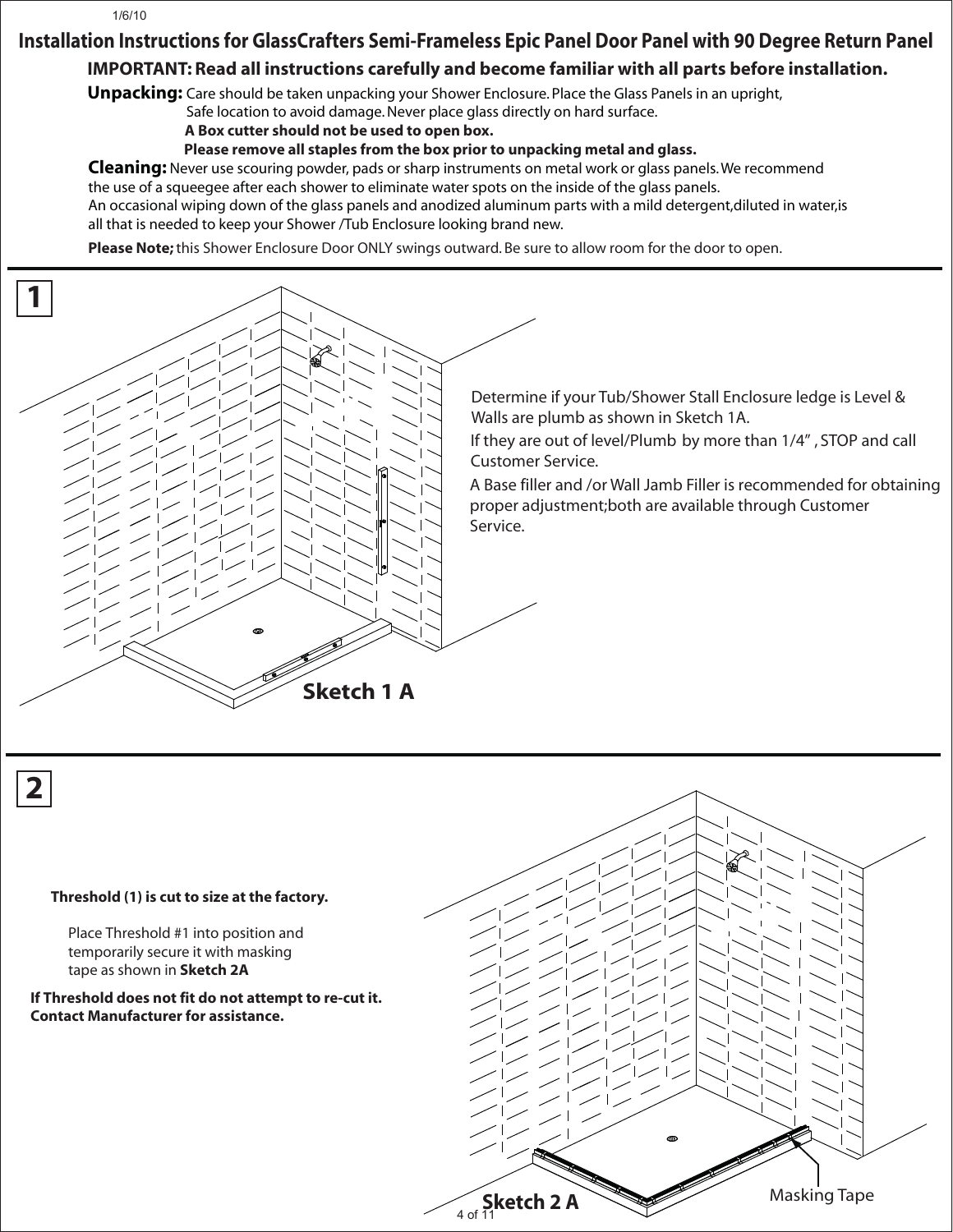1/6/10

# Installation Instructions for GlassCrafters Semi-Frameless Epic Panel Door Panel with 90 Degree Return Panel

**IMPORTANT: Read all instructions carefully and become familiar with all parts before installation.**

**Unpacking:** Care should be taken unpacking your Shower Enclosure. Place the Glass Panels in an upright, Safe location to avoid damage. Never place glass directly on hard surface.
**A Box cutter should not be used to open box.**
**Please remove all staples from the box prior to unpacking metal and glass.**

**Cleaning:** Never use scouring powder, pads or sharp instruments on metal work or glass panels. We recommend the use of a squeegee after each shower to eliminate water spots on the inside of the glass panels.
An occasional wiping down of the glass panels and anodized aluminum parts with a mild detergent, diluted in water, is all that is needed to keep your Shower /Tub Enclosure looking brand new.

**Please Note;** this Shower Enclosure Door ONLY swings outward. Be sure to allow room for the door to open.

## 1

Determine if your Tub/Shower Stall Enclosure ledge is Level & Walls are plumb as shown in Sketch 1A.

If they are out of level/Plumb by more than 1/4", STOP and call Customer Service.

A Base filler and /or Wall Jamb Filler is recommended for obtaining proper adjustment; both are available through Customer Service.

**Sketch 1 A**

## 2

**Threshold (1) is cut to size at the factory.**

Place Threshold #1 into position and temporarily secure it with masking tape as shown in **Sketch 2A**

**If Threshold does not fit do not attempt to re-cut it. Contact Manufacturer for assistance.**

Masking Tape

**Sketch 2 A**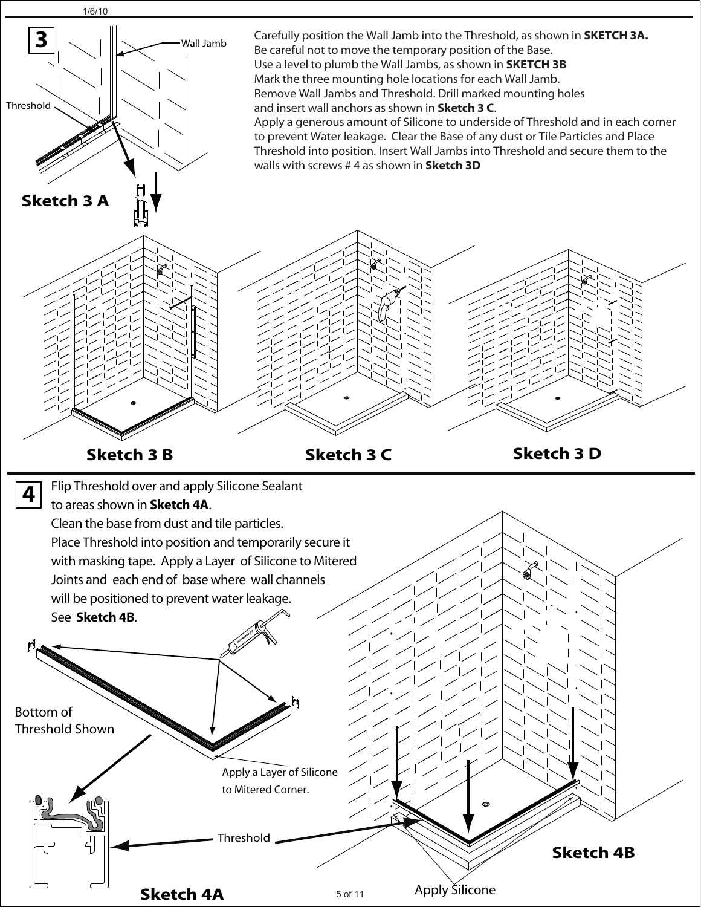## 3

Carefully position the Wall Jamb into the Threshold, as shown in **SKETCH 3A.**
Be careful not to move the temporary position of the Base.
Use a level to plumb the Wall Jambs, as shown in **SKETCH 3B**
Mark the three mounting hole locations for each Wall Jamb.
Remove Wall Jambs and Threshold. Drill marked mounting holes and insert wall anchors as shown in **Sketch 3 C**.
Apply a generous amount of Silicone to underside of Threshold and in each corner to prevent Water leakage. Clear the Base of any dust or Tile Particles and Place Threshold into position. Insert Wall Jambs into Threshold and secure them to the walls with screws # 4 as shown in **Sketch 3D**

Wall Jamb

Threshold

**Sketch 3 A**

**Sketch 3 B**

**Sketch 3 C**

**Sketch 3 D**

## 4

Flip Threshold over and apply Silicone Sealant to areas shown in **Sketch 4A**.
Clean the base from dust and tile particles.
Place Threshold into position and temporarily secure it with masking tape. Apply a Layer of Silicone to Mitered Joints and each end of base where wall channels will be positioned to prevent water leakage.
See **Sketch 4B**.

Bottom of Threshold Shown

Apply a Layer of Silicone to Mitered Corner.

Threshold

**Sketch 4A**

**Sketch 4B**

Apply Silicone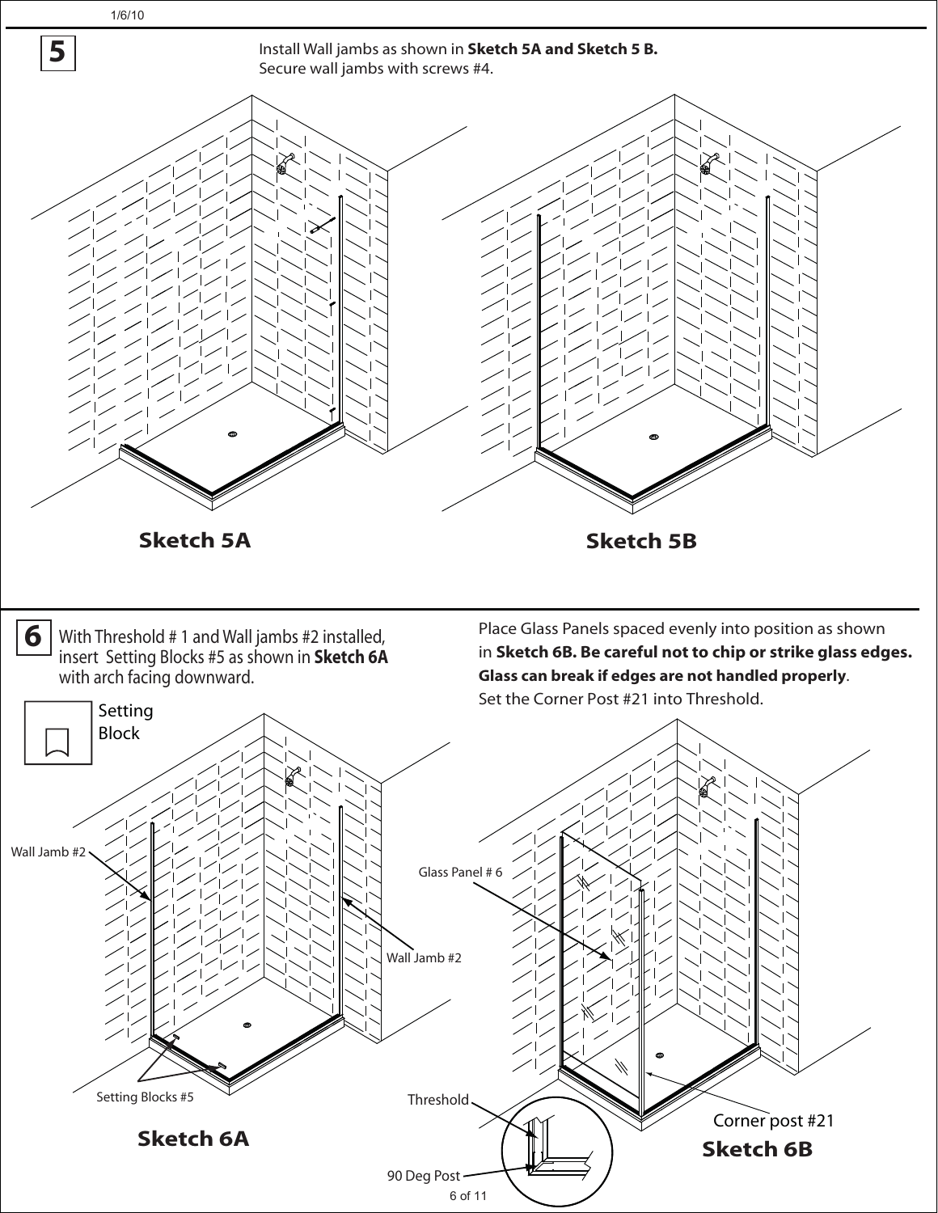## 5

Install Wall jambs as shown in **Sketch 5A and Sketch 5 B.**
Secure wall jambs with screws #4.

**Sketch 5A**

**Sketch 5B**

## 6

With Threshold # 1 and Wall jambs #2 installed, insert Setting Blocks #5 as shown in **Sketch 6A** with arch facing downward.

Setting Block

Wall Jamb #2

Wall Jamb #2

Setting Blocks #5

**Sketch 6A**

Place Glass Panels spaced evenly into position as shown in **Sketch 6B. Be careful not to chip or strike glass edges. Glass can break if edges are not handled properly**.
Set the Corner Post #21 into Threshold.

Glass Panel # 6

Threshold

90 Deg Post

Corner post #21

**Sketch 6B**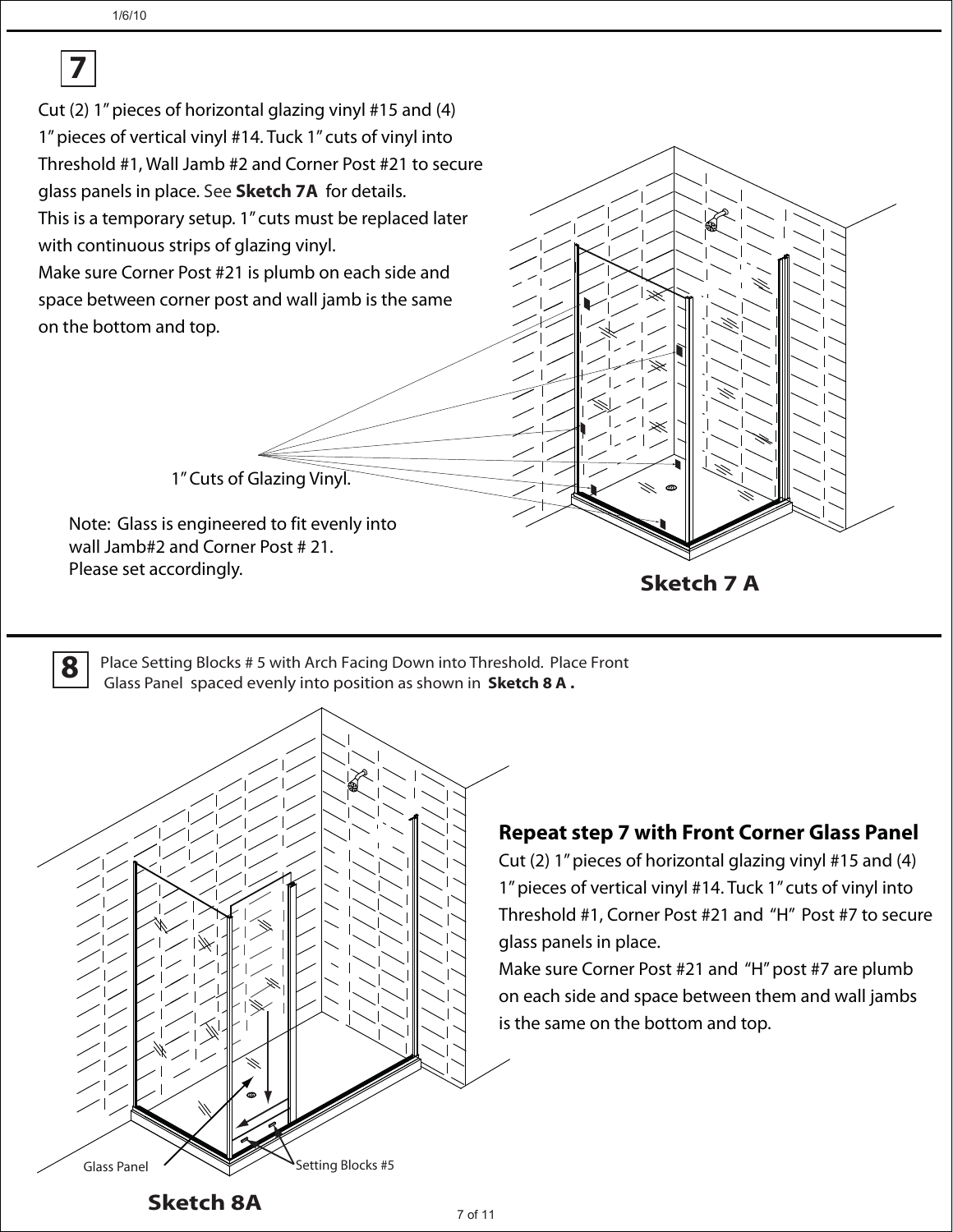## 7

Cut (2) 1" pieces of horizontal glazing vinyl #15 and (4) 1" pieces of vertical vinyl #14. Tuck 1" cuts of vinyl into Threshold #1, Wall Jamb #2 and Corner Post #21 to secure glass panels in place. See **Sketch 7A** for details.
This is a temporary setup. 1" cuts must be replaced later with continuous strips of glazing vinyl.
Make sure Corner Post #21 is plumb on each side and space between corner post and wall jamb is the same on the bottom and top.

1" Cuts of Glazing Vinyl.

Note: Glass is engineered to fit evenly into wall Jamb#2 and Corner Post # 21.
Please set accordingly.

**Sketch 7 A**

## 8

Place Setting Blocks # 5 with Arch Facing Down into Threshold. Place Front Glass Panel spaced evenly into position as shown in **Sketch 8 A .**

### Repeat step 7 with Front Corner Glass Panel

Cut (2) 1" pieces of horizontal glazing vinyl #15 and (4) 1" pieces of vertical vinyl #14. Tuck 1" cuts of vinyl into Threshold #1, Corner Post #21 and "H" Post #7 to secure glass panels in place.
Make sure Corner Post #21 and "H" post #7 are plumb on each side and space between them and wall jambs is the same on the bottom and top.

Glass Panel

Setting Blocks #5

**Sketch 8A**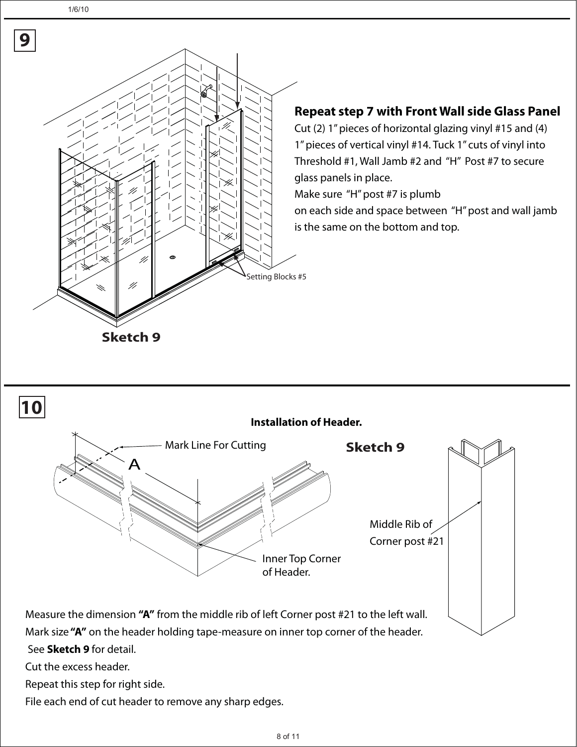## 9

### Repeat step 7 with Front Wall side Glass Panel

Cut (2) 1" pieces of horizontal glazing vinyl #15 and (4) 1" pieces of vertical vinyl #14. Tuck 1" cuts of vinyl into Threshold #1, Wall Jamb #2 and "H" Post #7 to secure glass panels in place.

Make sure "H" post #7 is plumb on each side and space between "H" post and wall jamb is the same on the bottom and top.

Setting Blocks #5

**Sketch 9**

## 10

**Installation of Header.**

Mark Line For Cutting

A

Inner Top Corner of Header.

**Sketch 9**

Middle Rib of Corner post #21

Measure the dimension **"A"** from the middle rib of left Corner post #21 to the left wall.

Mark size **"A"** on the header holding tape-measure on inner top corner of the header.

See **Sketch 9** for detail.

Cut the excess header.

Repeat this step for right side.

File each end of cut header to remove any sharp edges.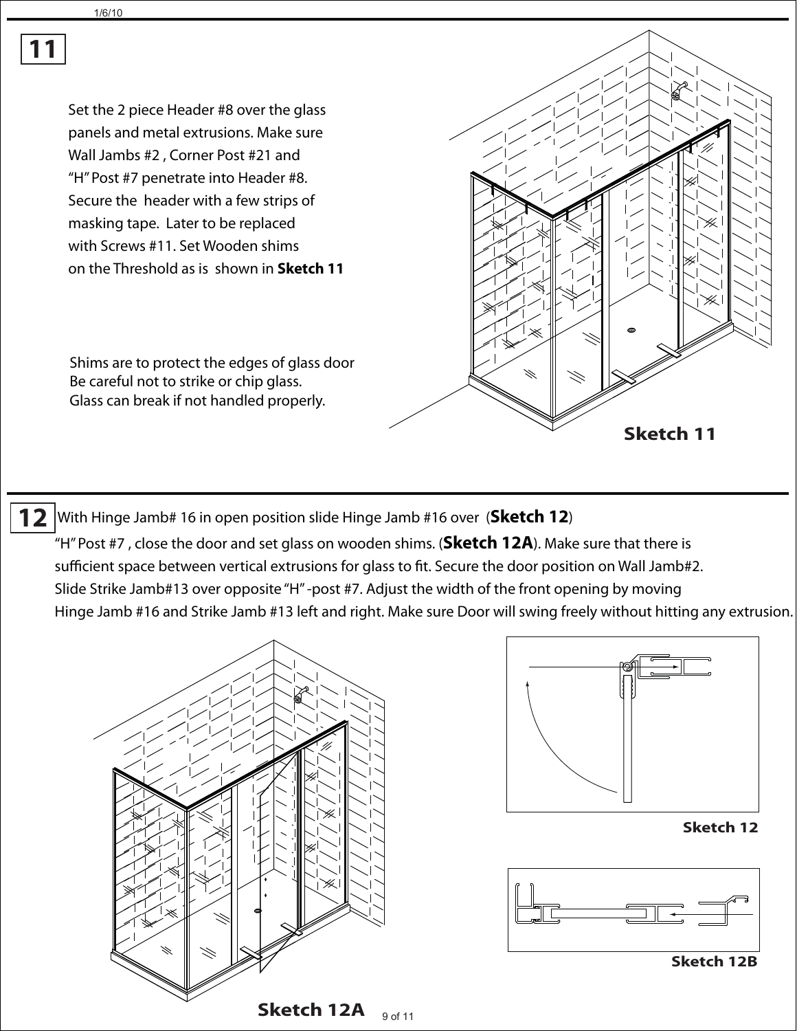## 11

Set the 2 piece Header #8 over the glass panels and metal extrusions. Make sure Wall Jambs #2 , Corner Post #21 and "H" Post #7 penetrate into Header #8. Secure the header with a few strips of masking tape. Later to be replaced with Screws #11. Set Wooden shims on the Threshold as is shown in **Sketch 11**

Shims are to protect the edges of glass door
Be careful not to strike or chip glass.
Glass can break if not handled properly.

**Sketch 11**

## 12

With Hinge Jamb# 16 in open position slide Hinge Jamb #16 over (**Sketch 12**) "H" Post #7 , close the door and set glass on wooden shims. (**Sketch 12A**). Make sure that there is sufficient space between vertical extrusions for glass to fit. Secure the door position on Wall Jamb#2. Slide Strike Jamb#13 over opposite "H" -post #7. Adjust the width of the front opening by moving Hinge Jamb #16 and Strike Jamb #13 left and right. Make sure Door will swing freely without hitting any extrusion.

**Sketch 12A**

**Sketch 12**

**Sketch 12B**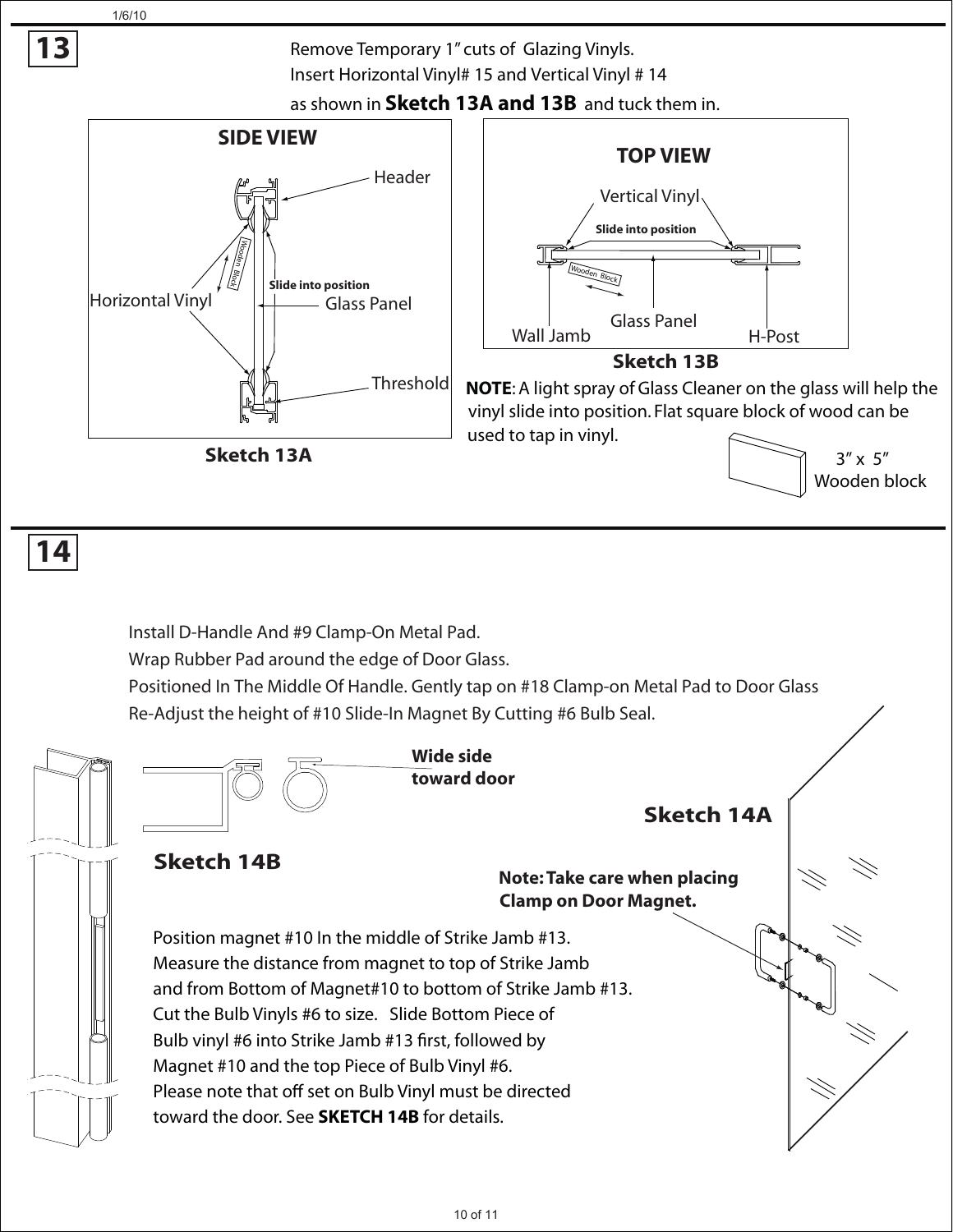## 13

Remove Temporary 1" cuts of Glazing Vinyls.
Insert Horizontal Vinyl# 15 and Vertical Vinyl # 14
as shown in **Sketch 13A and 13B** and tuck them in.

**SIDE VIEW**

Header

Horizontal Vinyl

Wooden Block

Slide into position

Glass Panel

Threshold

**Sketch 13A**

**TOP VIEW**

Vertical Vinyl

Slide into position

Wooden Block

Wall Jamb

Glass Panel

H-Post

**Sketch 13B**

**NOTE**: A light spray of Glass Cleaner on the glass will help the vinyl slide into position. Flat square block of wood can be used to tap in vinyl.

3" x 5"
Wooden block

## 14

Install D-Handle And #9 Clamp-On Metal Pad.
Wrap Rubber Pad around the edge of Door Glass.
Positioned In The Middle Of Handle. Gently tap on #18 Clamp-on Metal Pad to Door Glass
Re-Adjust the height of #10 Slide-In Magnet By Cutting #6 Bulb Seal.

**Wide side toward door**

**Sketch 14A**

**Sketch 14B**

**Note: Take care when placing Clamp on Door Magnet.**

Position magnet #10 In the middle of Strike Jamb #13.
Measure the distance from magnet to top of Strike Jamb
and from Bottom of Magnet#10 to bottom of Strike Jamb #13.
Cut the Bulb Vinyls #6 to size. Slide Bottom Piece of
Bulb vinyl #6 into Strike Jamb #13 first, followed by
Magnet #10 and the top Piece of Bulb Vinyl #6.
Please note that off set on Bulb Vinyl must be directed
toward the door. See **SKETCH 14B** for details.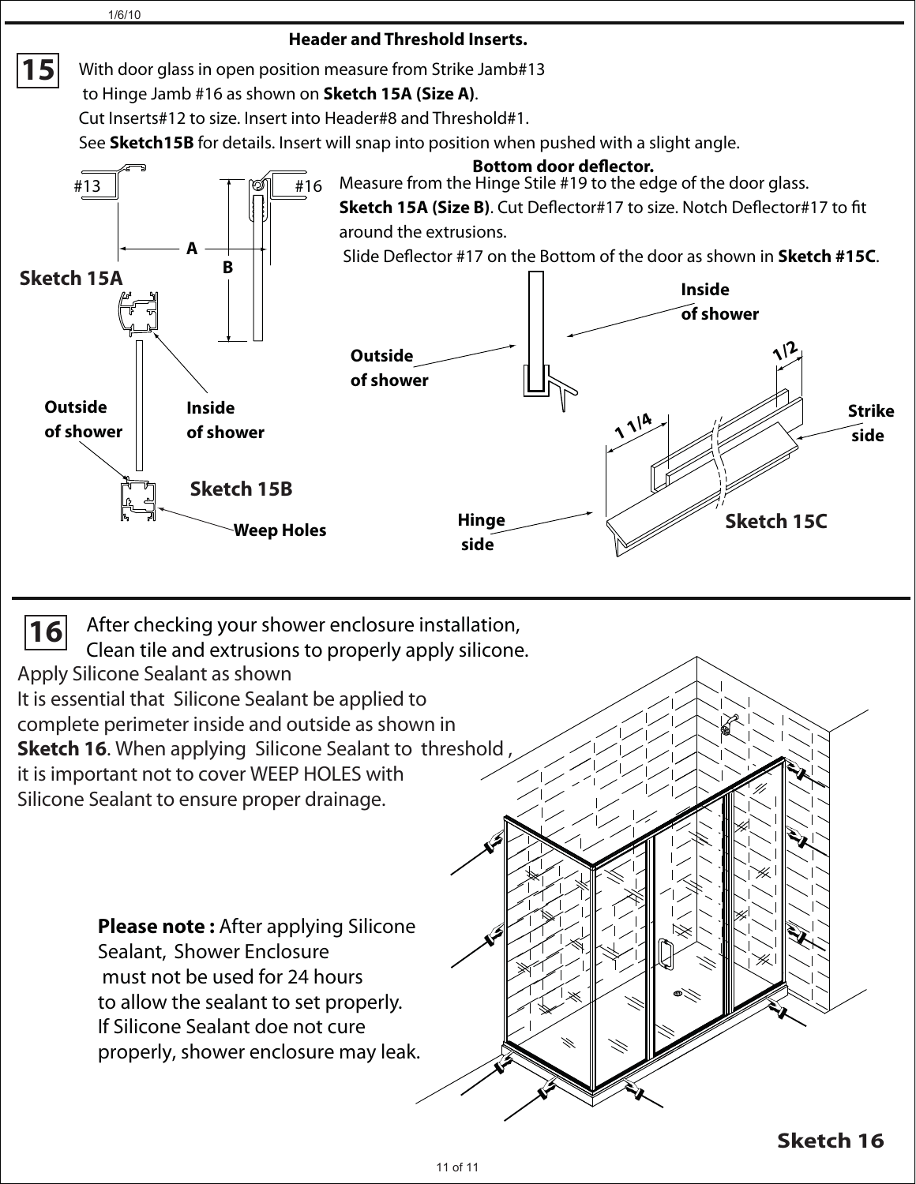**Header and Threshold Inserts.**

**15** With door glass in open position measure from Strike Jamb#13 to Hinge Jamb #16 as shown on **Sketch 15A (Size A)**.
Cut Inserts#12 to size. Insert into Header#8 and Threshold#1.
See **Sketch15B** for details. Insert will snap into position when pushed with a slight angle.

**Bottom door deflector.**

Measure from the Hinge Stile #19 to the edge of the door glass.
**Sketch 15A (Size B)**. Cut Deflector#17 to size. Notch Deflector#17 to fit around the extrusions.
Slide Deflector #17 on the Bottom of the door as shown in **Sketch #15C**.

#13
#16
A
B

**Sketch 15A**

**Outside of shower**
**Inside of shower**

**Sketch 15B**

**Weep Holes**

**Inside of shower**
**Outside of shower**
**1/2**
**1 1/4**
**Strike side**
**Hinge side**

**Sketch 15C**

**16** After checking your shower enclosure installation, Clean tile and extrusions to properly apply silicone.

Apply Silicone Sealant as shown
It is essential that Silicone Sealant be applied to complete perimeter inside and outside as shown in **Sketch 16**. When applying Silicone Sealant to threshold , it is important not to cover WEEP HOLES with Silicone Sealant to ensure proper drainage.

**Please note :** After applying Silicone Sealant, Shower Enclosure must not be used for 24 hours to allow the sealant to set properly. If Silicone Sealant doe not cure properly, shower enclosure may leak.

**Sketch 16**